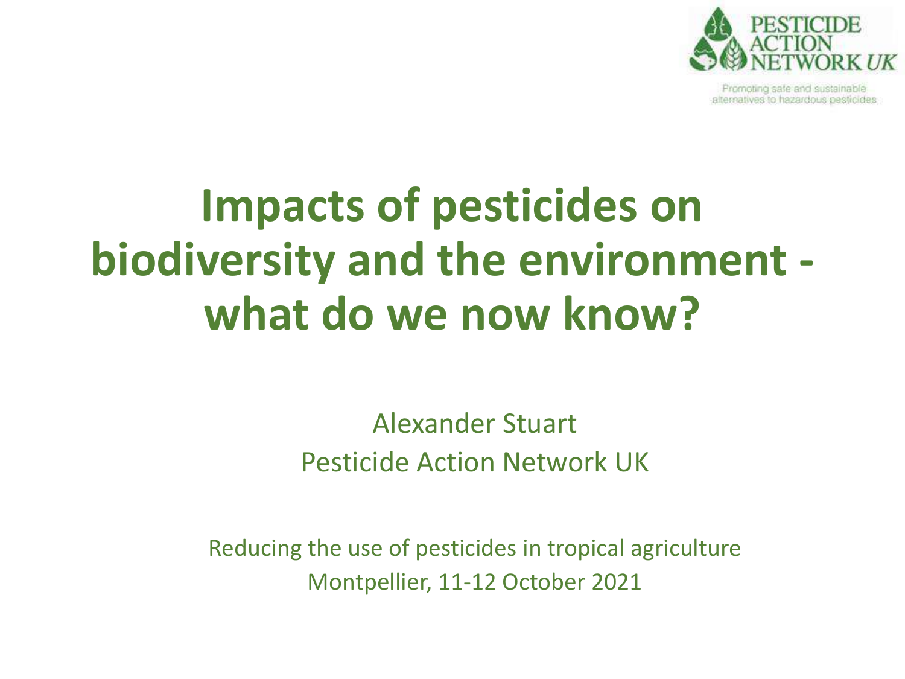PESTICIDE ACTION NETWORK UK

Promoting safe and sustainable alternatives to hazardous pesticides

# Impacts of pesticides on biodiversity and the environment - what do we now know?

Alexander Stuart
Pesticide Action Network UK

Reducing the use of pesticides in tropical agriculture
Montpellier, 11-12 October 2021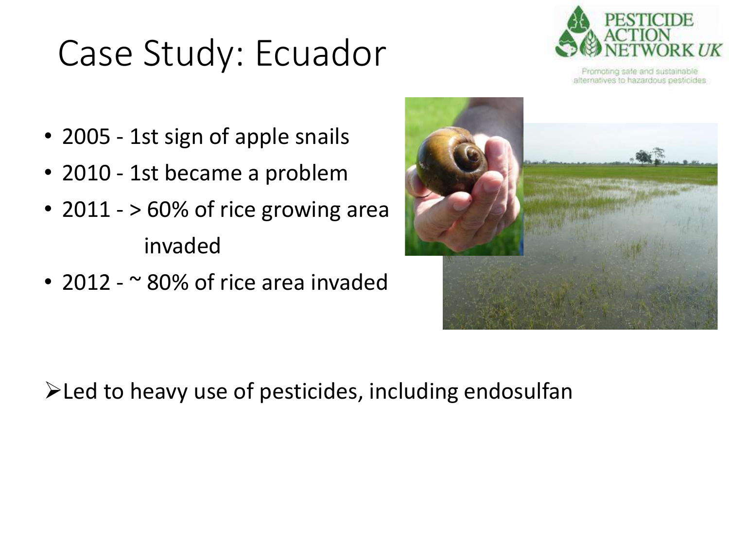# Case Study: Ecuador

- 2005 - 1st sign of apple snails
- 2010 - 1st became a problem
- 2011 - > 60% of rice growing area invaded
- 2012 - ~ 80% of rice area invaded

➢ Led to heavy use of pesticides, including endosulfan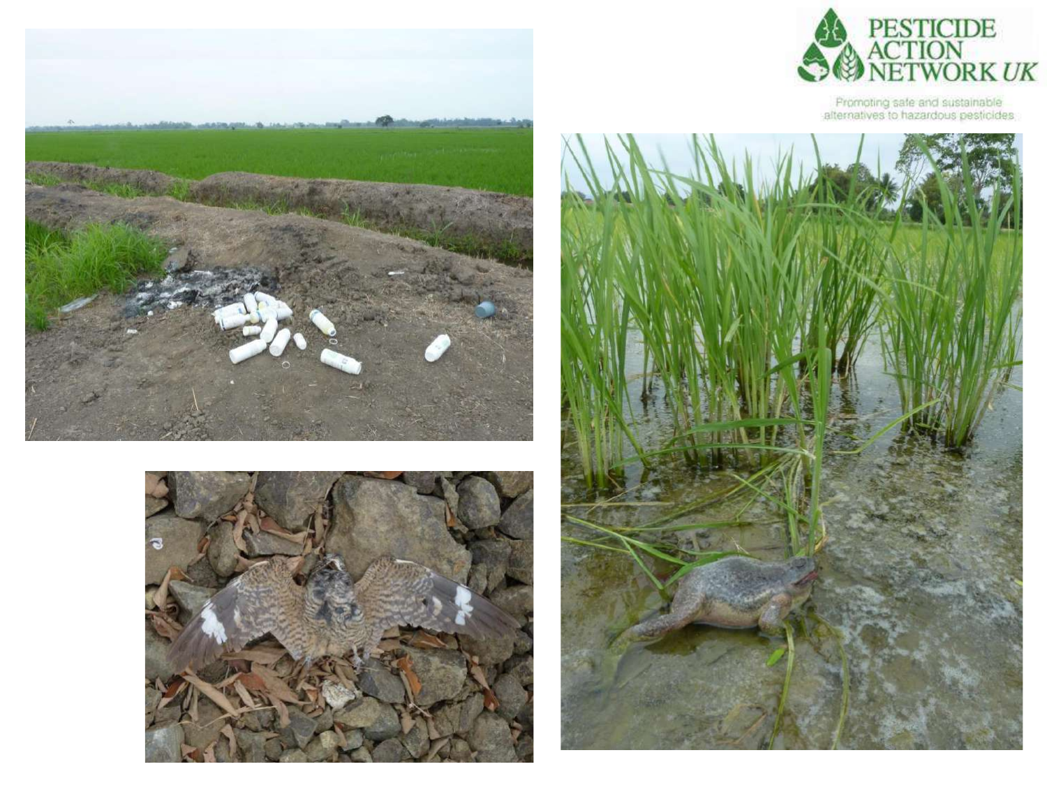PESTICIDE ACTION NETWORK UK

Promoting safe and sustainable alternatives to hazardous pesticides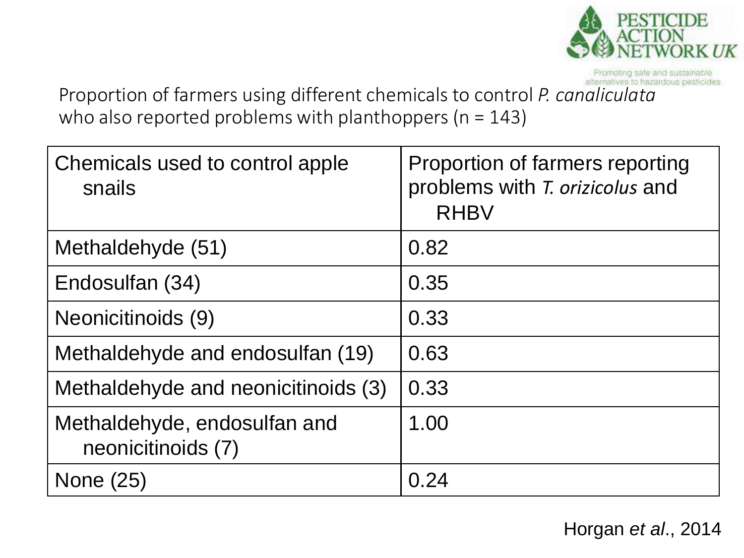Proportion of farmers using different chemicals to control *P. canaliculata* who also reported problems with planthoppers (n = 143)

| Chemicals used to control apple snails | Proportion of farmers reporting problems with *T. orizicolus* and RHBV |
|---|---|
| Methaldehyde (51) | 0.82 |
| Endosulfan (34) | 0.35 |
| Neonicitinoids (9) | 0.33 |
| Methaldehyde and endosulfan (19) | 0.63 |
| Methaldehyde and neonicitinoids (3) | 0.33 |
| Methaldehyde, endosulfan and neonicitinoids (7) | 1.00 |
| None (25) | 0.24 |

Horgan *et al*., 2014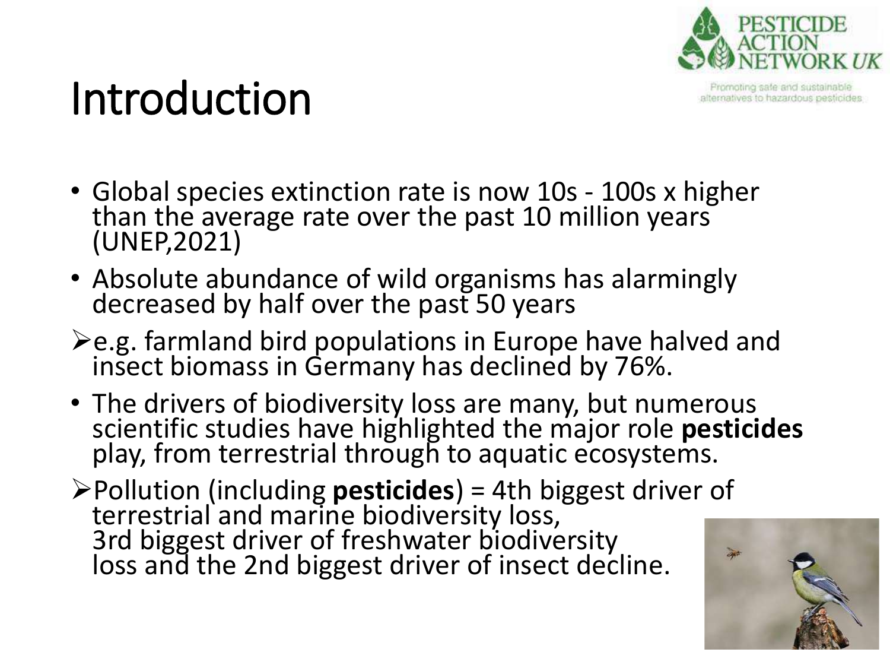# Introduction

- Global species extinction rate is now 10s - 100s x higher than the average rate over the past 10 million years (UNEP,2021)
- Absolute abundance of wild organisms has alarmingly decreased by half over the past 50 years
  - e.g. farmland bird populations in Europe have halved and insect biomass in Germany has declined by 76%.
- The drivers of biodiversity loss are many, but numerous scientific studies have highlighted the major role **pesticides** play, from terrestrial through to aquatic ecosystems.
  - Pollution (including **pesticides**) = 4th biggest driver of terrestrial and marine biodiversity loss, 3rd biggest driver of freshwater biodiversity loss and the 2nd biggest driver of insect decline.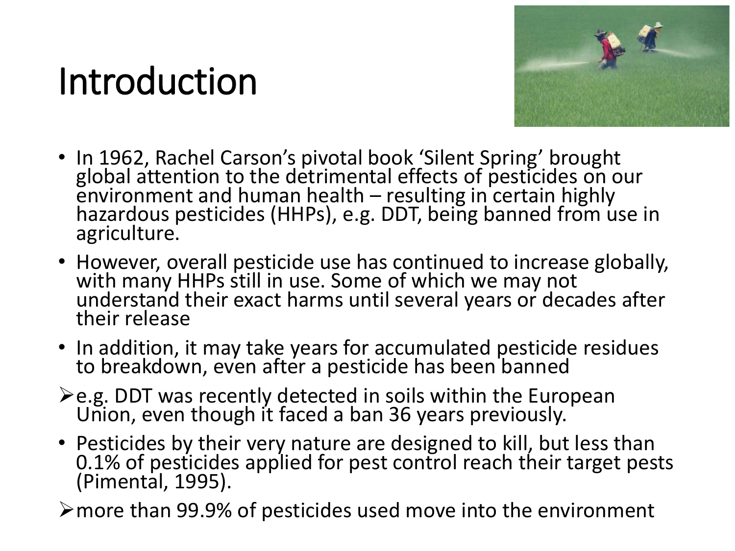# Introduction

- In 1962, Rachel Carson's pivotal book 'Silent Spring' brought global attention to the detrimental effects of pesticides on our environment and human health – resulting in certain highly hazardous pesticides (HHPs), e.g. DDT, being banned from use in agriculture.
- However, overall pesticide use has continued to increase globally, with many HHPs still in use. Some of which we may not understand their exact harms until several years or decades after their release
- In addition, it may take years for accumulated pesticide residues to breakdown, even after a pesticide has been banned

➢ e.g. DDT was recently detected in soils within the European Union, even though it faced a ban 36 years previously.

- Pesticides by their very nature are designed to kill, but less than 0.1% of pesticides applied for pest control reach their target pests (Pimental, 1995).

➢ more than 99.9% of pesticides used move into the environment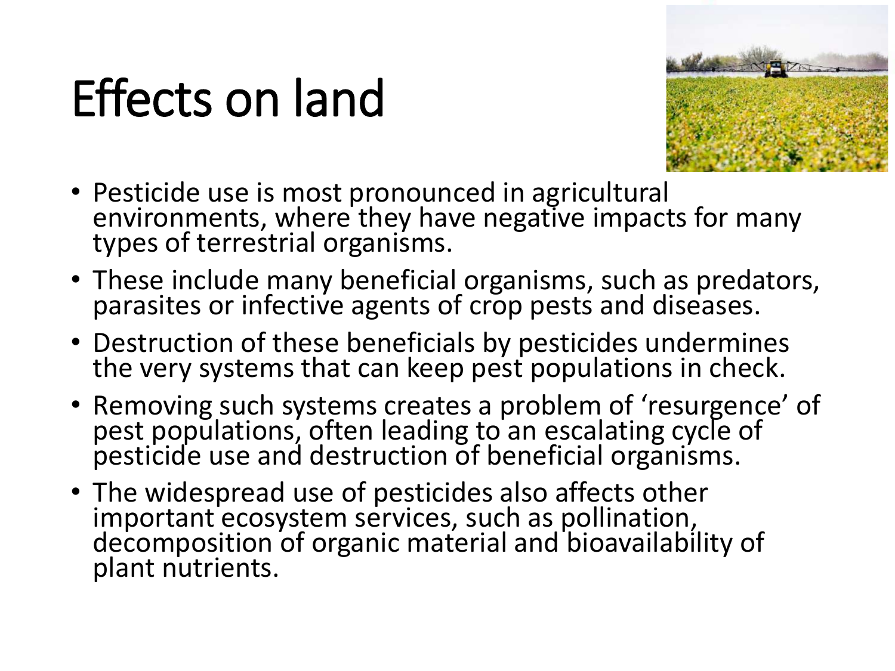# Effects on land

- Pesticide use is most pronounced in agricultural environments, where they have negative impacts for many types of terrestrial organisms.
- These include many beneficial organisms, such as predators, parasites or infective agents of crop pests and diseases.
- Destruction of these beneficials by pesticides undermines the very systems that can keep pest populations in check.
- Removing such systems creates a problem of 'resurgence' of pest populations, often leading to an escalating cycle of pesticide use and destruction of beneficial organisms.
- The widespread use of pesticides also affects other important ecosystem services, such as pollination, decomposition of organic material and bioavailability of plant nutrients.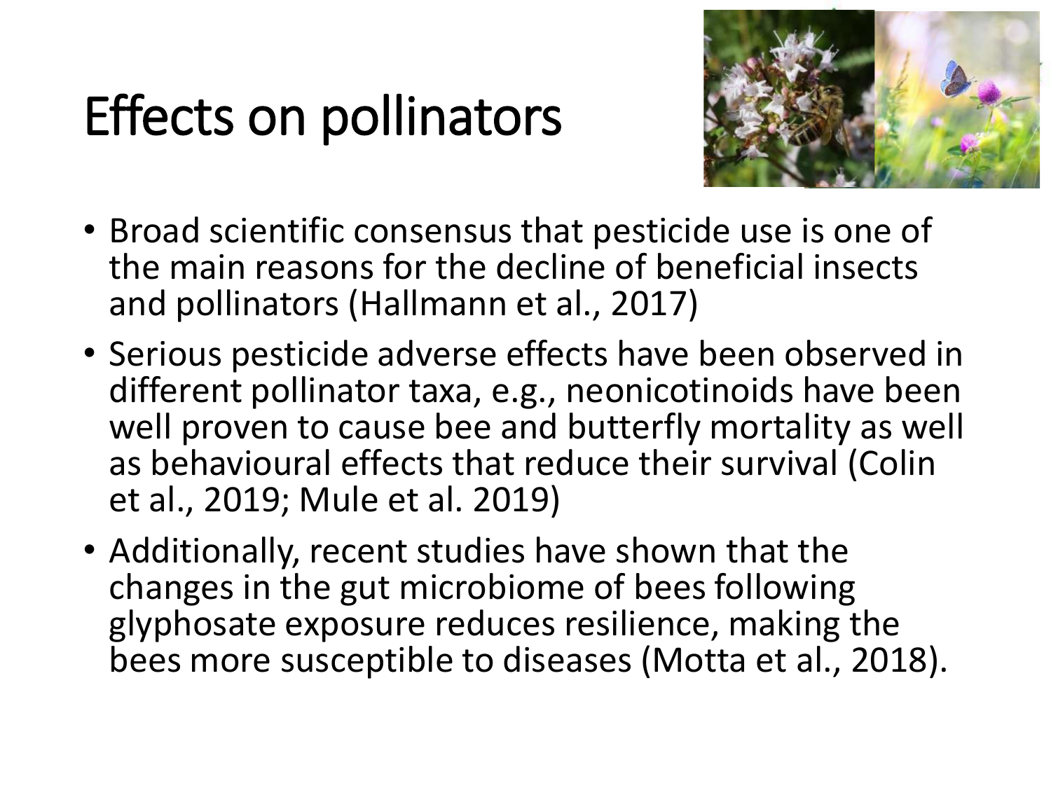# Effects on pollinators

- Broad scientific consensus that pesticide use is one of the main reasons for the decline of beneficial insects and pollinators (Hallmann et al., 2017)
- Serious pesticide adverse effects have been observed in different pollinator taxa, e.g., neonicotinoids have been well proven to cause bee and butterfly mortality as well as behavioural effects that reduce their survival (Colin et al., 2019; Mule et al. 2019)
- Additionally, recent studies have shown that the changes in the gut microbiome of bees following glyphosate exposure reduces resilience, making the bees more susceptible to diseases (Motta et al., 2018).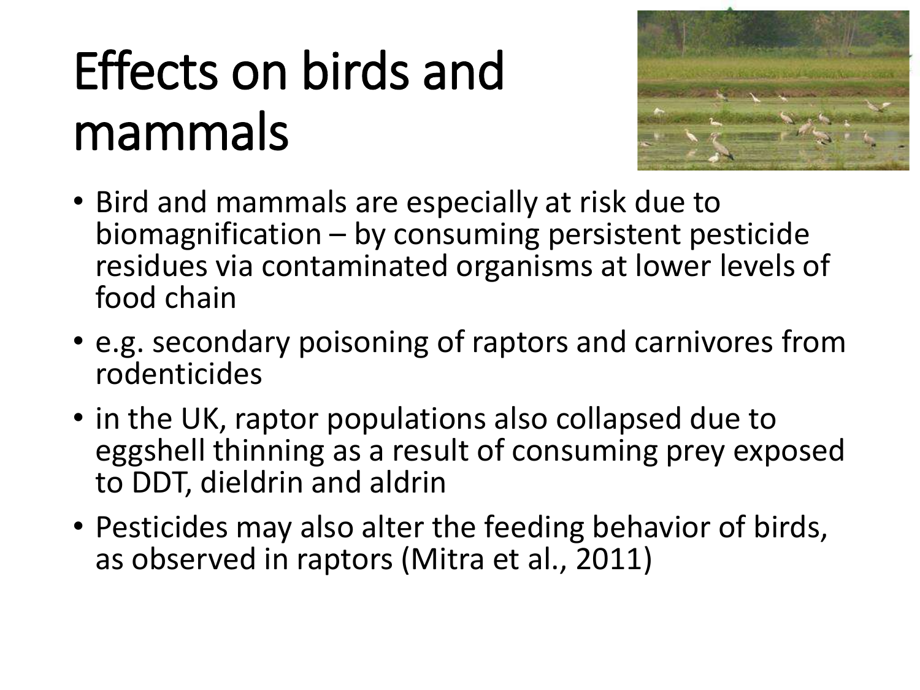# Effects on birds and mammals

- Bird and mammals are especially at risk due to biomagnification – by consuming persistent pesticide residues via contaminated organisms at lower levels of food chain
- e.g. secondary poisoning of raptors and carnivores from rodenticides
- in the UK, raptor populations also collapsed due to eggshell thinning as a result of consuming prey exposed to DDT, dieldrin and aldrin
- Pesticides may also alter the feeding behavior of birds, as observed in raptors (Mitra et al., 2011)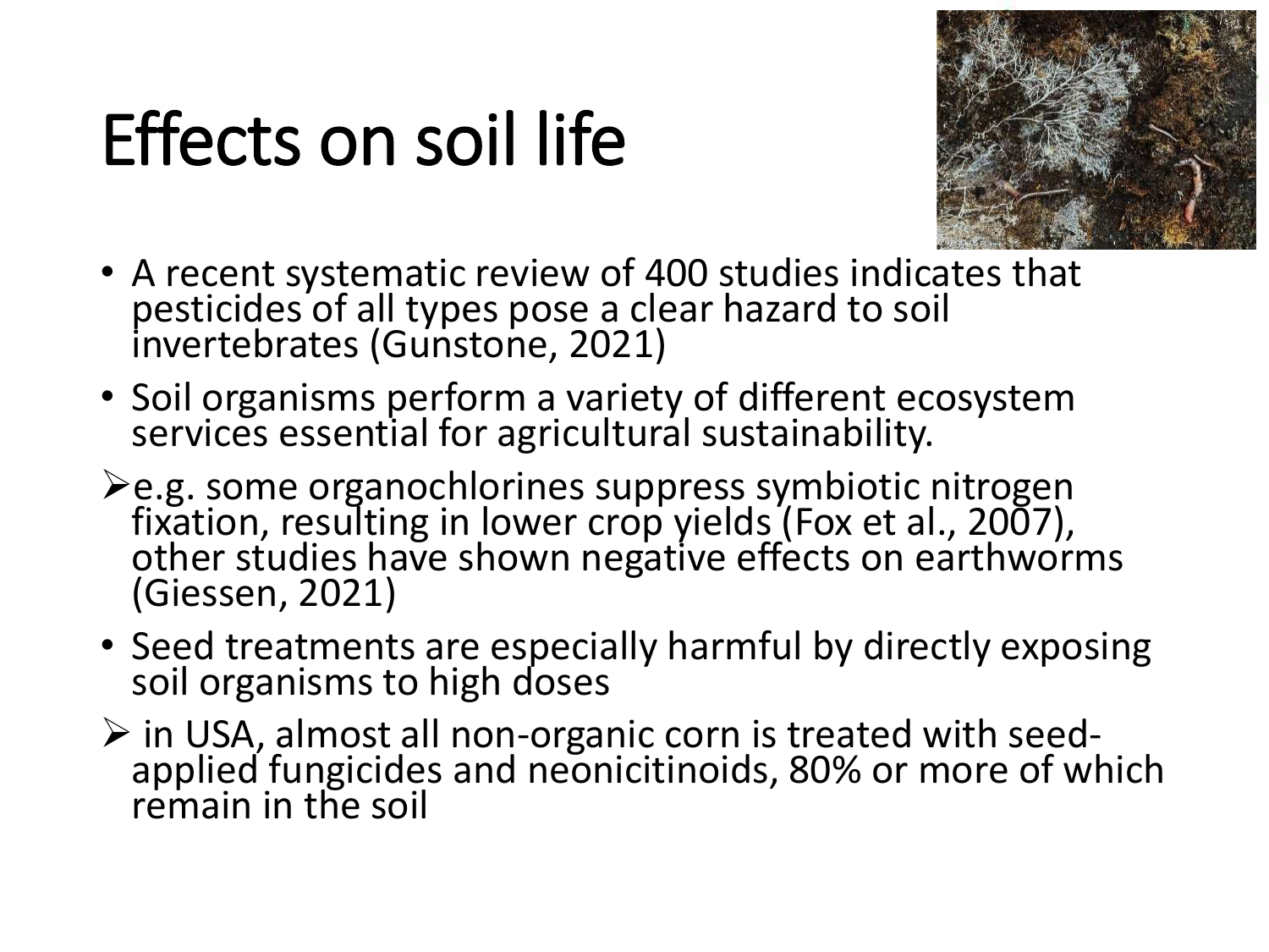# Effects on soil life

- A recent systematic review of 400 studies indicates that pesticides of all types pose a clear hazard to soil invertebrates (Gunstone, 2021)
- Soil organisms perform a variety of different ecosystem services essential for agricultural sustainability.
  - e.g. some organochlorines suppress symbiotic nitrogen fixation, resulting in lower crop yields (Fox et al., 2007), other studies have shown negative effects on earthworms (Giessen, 2021)
- Seed treatments are especially harmful by directly exposing soil organisms to high doses
  - in USA, almost all non-organic corn is treated with seed-applied fungicides and neonicitinoids, 80% or more of which remain in the soil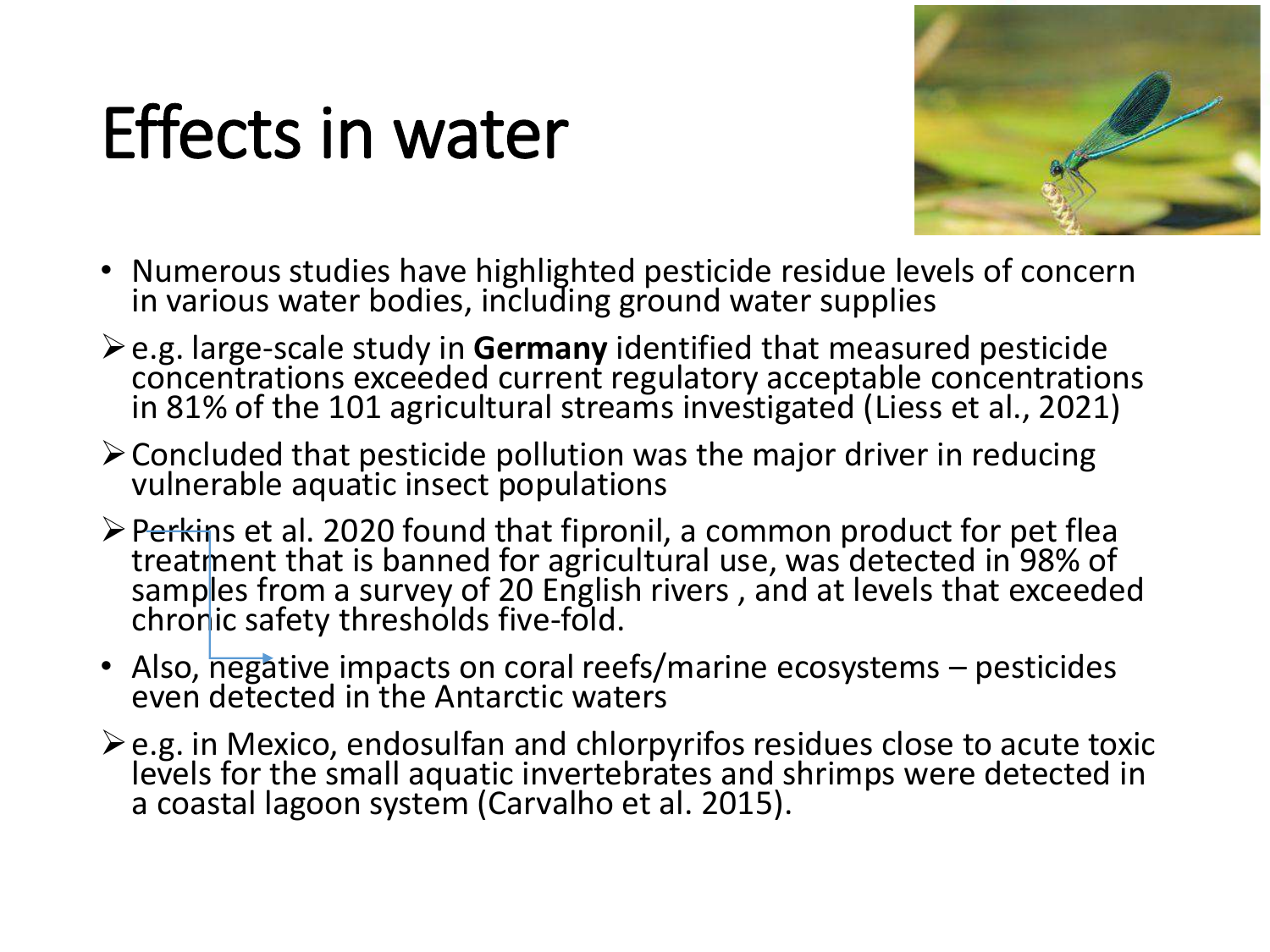# Effects in water

- Numerous studies have highlighted pesticide residue levels of concern in various water bodies, including ground water supplies
  - e.g. large-scale study in **Germany** identified that measured pesticide concentrations exceeded current regulatory acceptable concentrations in 81% of the 101 agricultural streams investigated (Liess et al., 2021)
  - Concluded that pesticide pollution was the major driver in reducing vulnerable aquatic insect populations
  - Perkins et al. 2020 found that fipronil, a common product for pet flea treatment that is banned for agricultural use, was detected in 98% of samples from a survey of 20 English rivers , and at levels that exceeded chronic safety thresholds five-fold.
- Also, negative impacts on coral reefs/marine ecosystems – pesticides even detected in the Antarctic waters
  - e.g. in Mexico, endosulfan and chlorpyrifos residues close to acute toxic levels for the small aquatic invertebrates and shrimps were detected in a coastal lagoon system (Carvalho et al. 2015).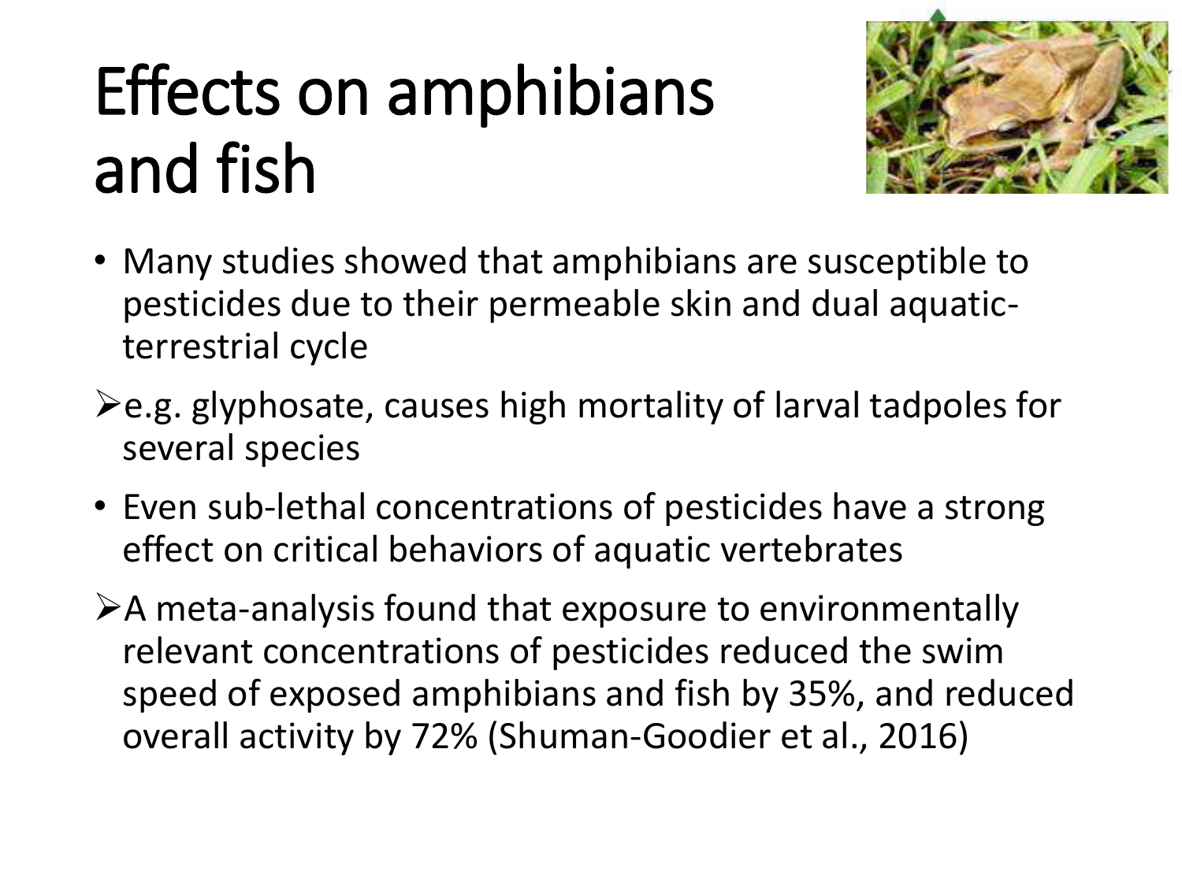# Effects on amphibians and fish

- Many studies showed that amphibians are susceptible to pesticides due to their permeable skin and dual aquatic-terrestrial cycle
  - e.g. glyphosate, causes high mortality of larval tadpoles for several species
- Even sub-lethal concentrations of pesticides have a strong effect on critical behaviors of aquatic vertebrates
  - A meta-analysis found that exposure to environmentally relevant concentrations of pesticides reduced the swim speed of exposed amphibians and fish by 35%, and reduced overall activity by 72% (Shuman-Goodier et al., 2016)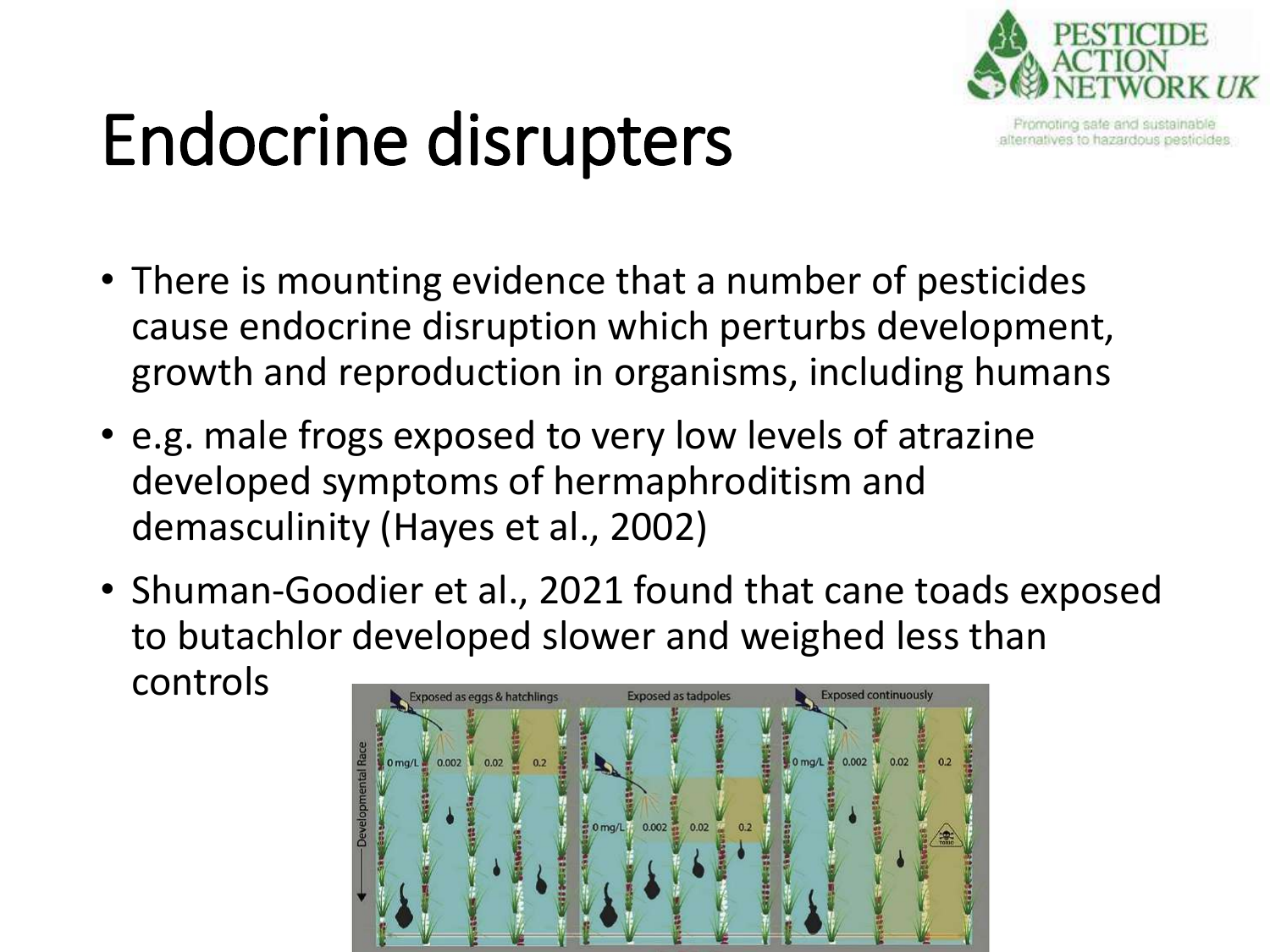# Endocrine disrupters

- There is mounting evidence that a number of pesticides cause endocrine disruption which perturbs development, growth and reproduction in organisms, including humans
- e.g. male frogs exposed to very low levels of atrazine developed symptoms of hermaphroditism and demasculinity (Hayes et al., 2002)
- Shuman-Goodier et al., 2021 found that cane toads exposed to butachlor developed slower and weighed less than controls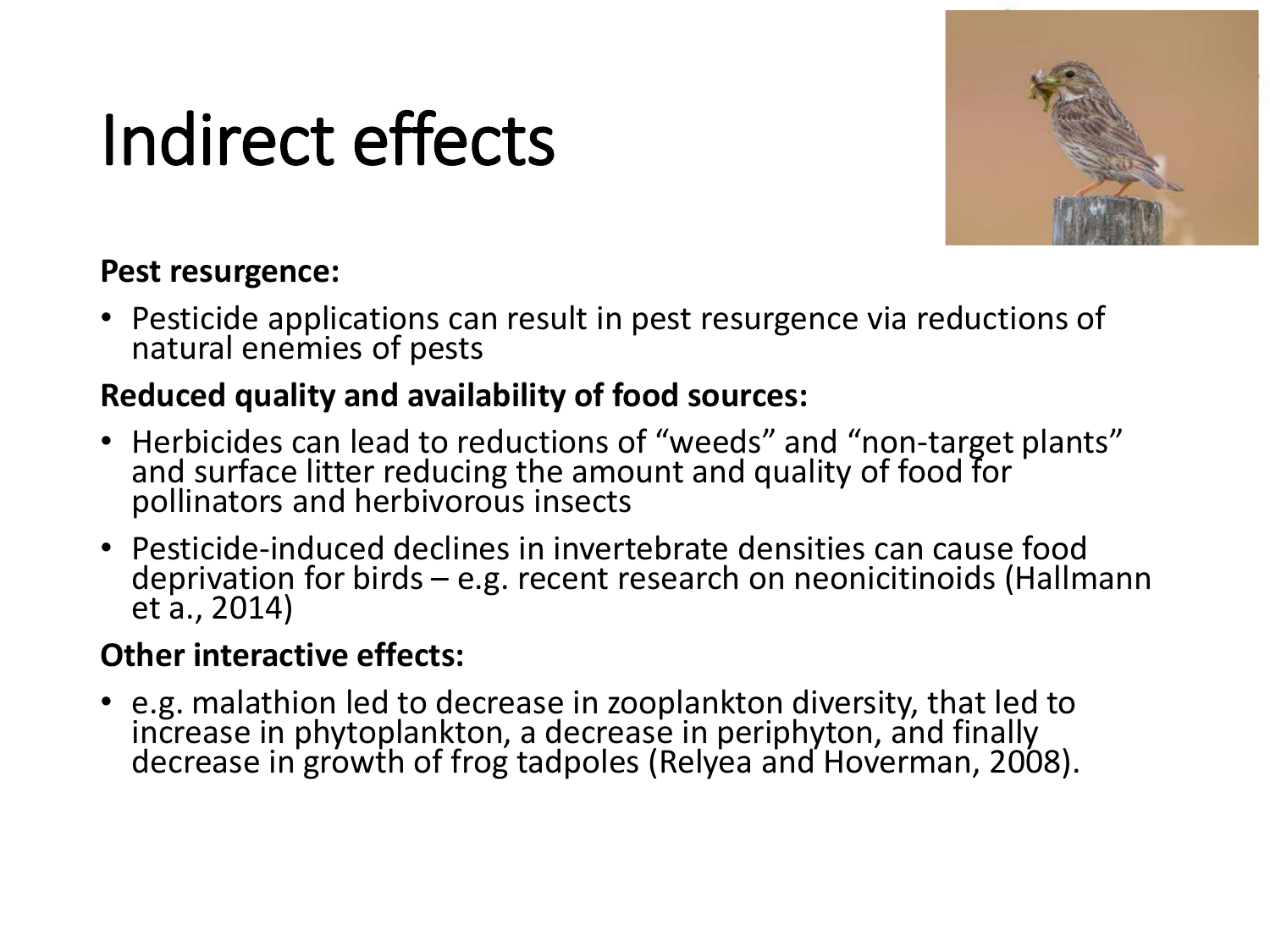# Indirect effects

**Pest resurgence:**

- Pesticide applications can result in pest resurgence via reductions of natural enemies of pests

**Reduced quality and availability of food sources:**

- Herbicides can lead to reductions of "weeds" and "non-target plants" and surface litter reducing the amount and quality of food for pollinators and herbivorous insects
- Pesticide-induced declines in invertebrate densities can cause food deprivation for birds – e.g. recent research on neonicitinoids (Hallmann et a., 2014)

**Other interactive effects:**

- e.g. malathion led to decrease in zooplankton diversity, that led to increase in phytoplankton, a decrease in periphyton, and finally decrease in growth of frog tadpoles (Relyea and Hoverman, 2008).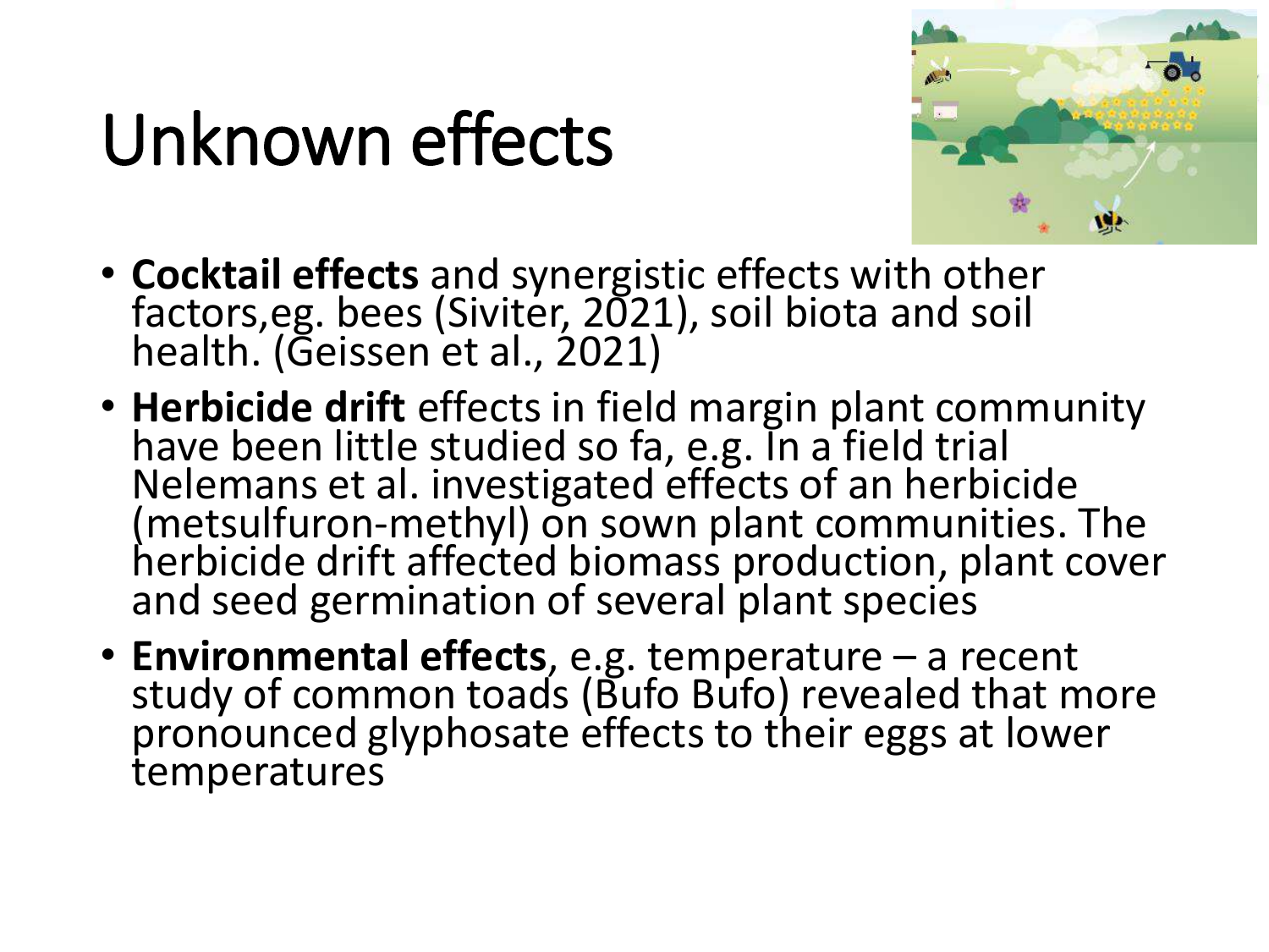# Unknown effects

- **Cocktail effects** and synergistic effects with other factors,eg. bees (Siviter, 2021), soil biota and soil health. (Geissen et al., 2021)
- **Herbicide drift** effects in field margin plant community have been little studied so fa, e.g. In a field trial Nelemans et al. investigated effects of an herbicide (metsulfuron-methyl) on sown plant communities. The herbicide drift affected biomass production, plant cover and seed germination of several plant species
- **Environmental effects**, e.g. temperature – a recent study of common toads (Bufo Bufo) revealed that more pronounced glyphosate effects to their eggs at lower temperatures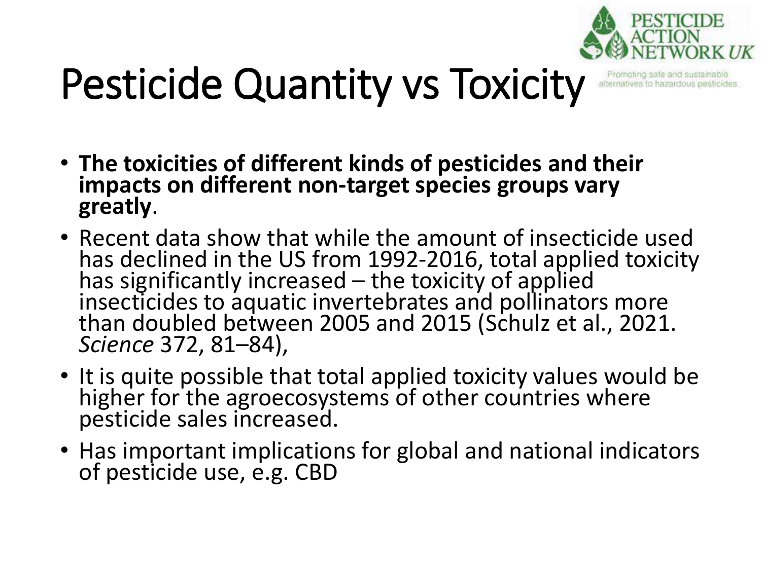# Pesticide Quantity vs Toxicity

PESTICIDE ACTION NETWORK *UK*

Promoting safe and sustainable alternatives to hazardous pesticides

- **The toxicities of different kinds of pesticides and their impacts on different non-target species groups vary greatly**.
- Recent data show that while the amount of insecticide used has declined in the US from 1992-2016, total applied toxicity has significantly increased – the toxicity of applied insecticides to aquatic invertebrates and pollinators more than doubled between 2005 and 2015 (Schulz et al., 2021. *Science* 372, 81–84),
- It is quite possible that total applied toxicity values would be higher for the agroecosystems of other countries where pesticide sales increased.
- Has important implications for global and national indicators of pesticide use, e.g. CBD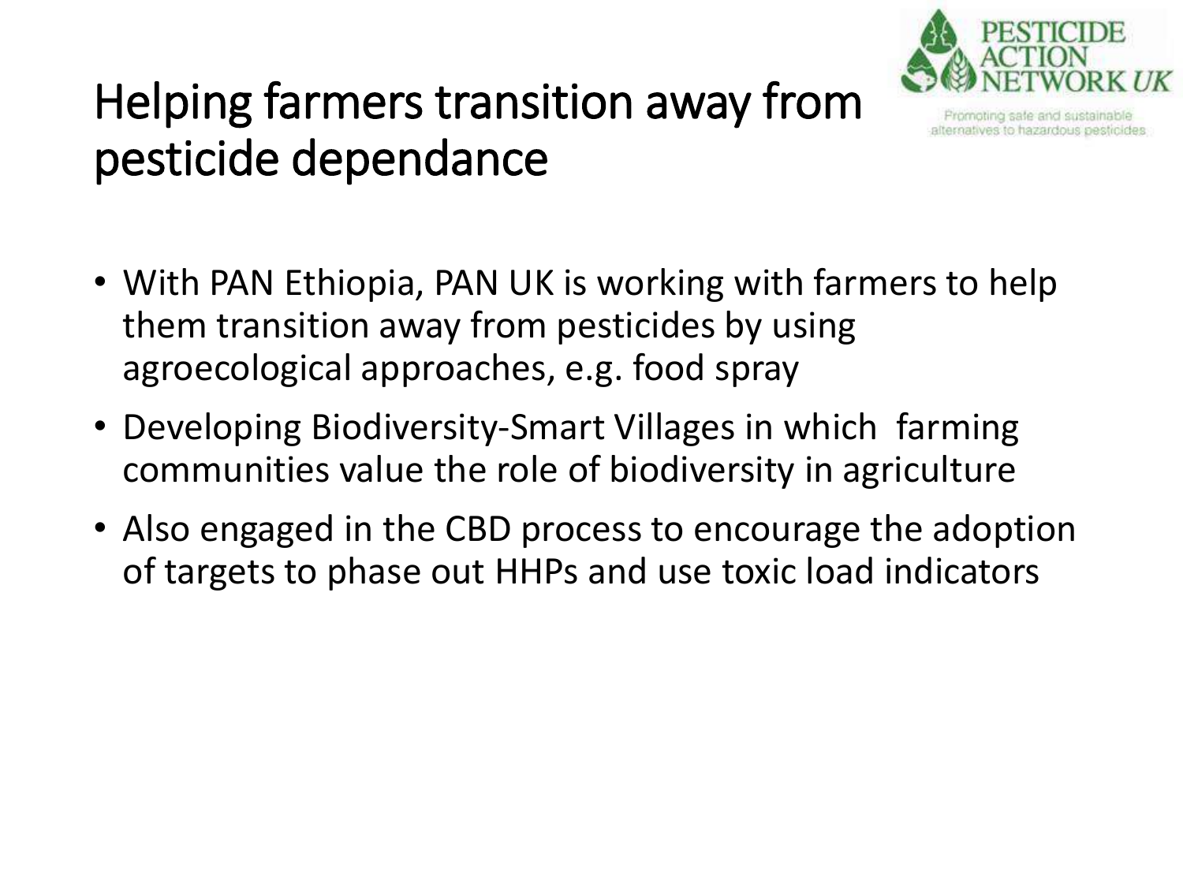# Helping farmers transition away from pesticide dependance

PESTICIDE ACTION NETWORK UK

Promoting safe and sustainable alternatives to hazardous pesticides

- With PAN Ethiopia, PAN UK is working with farmers to help them transition away from pesticides by using agroecological approaches, e.g. food spray
- Developing Biodiversity-Smart Villages in which farming communities value the role of biodiversity in agriculture
- Also engaged in the CBD process to encourage the adoption of targets to phase out HHPs and use toxic load indicators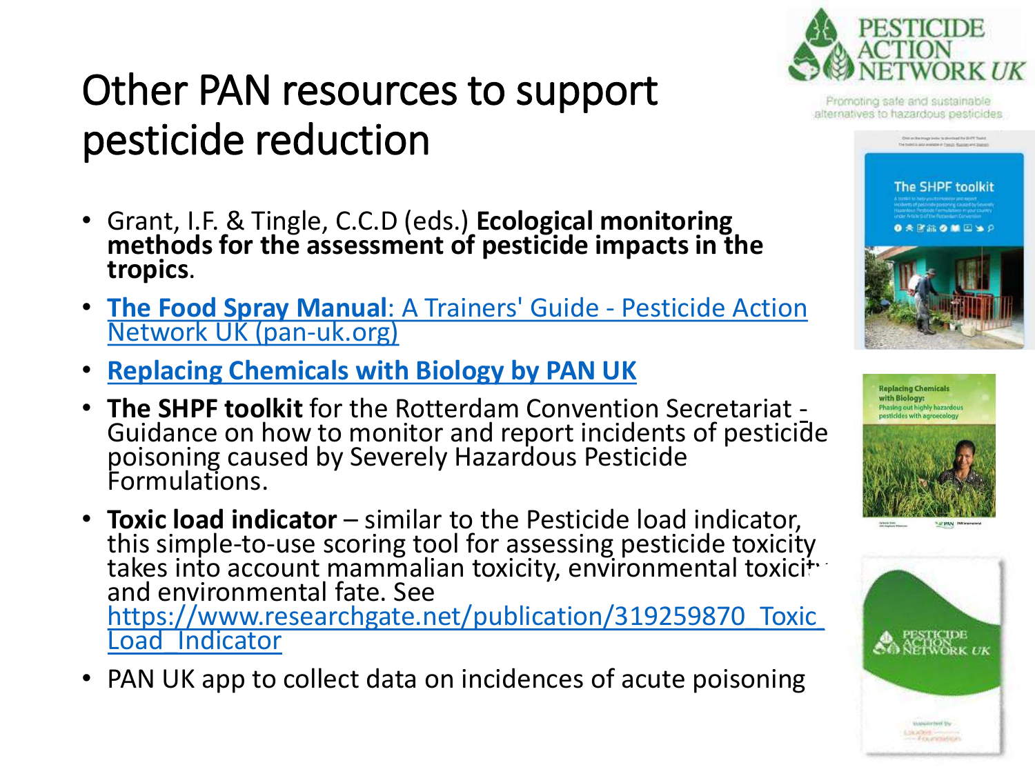# Other PAN resources to support pesticide reduction

- Grant, I.F. & Tingle, C.C.D (eds.) **Ecological monitoring methods for the assessment of pesticide impacts in the tropics**.
- **The Food Spray Manual**: A Trainers' Guide - Pesticide Action Network UK (pan-uk.org)
- **Replacing Chemicals with Biology by PAN UK**
- **The SHPF toolkit** for the Rotterdam Convention Secretariat - Guidance on how to monitor and report incidents of pesticide poisoning caused by Severely Hazardous Pesticide Formulations.
- **Toxic load indicator** – similar to the Pesticide load indicator, this simple-to-use scoring tool for assessing pesticide toxicity takes into account mammalian toxicity, environmental toxicity and environmental fate. See https://www.researchgate.net/publication/319259870_Toxic_Load_Indicator
- PAN UK app to collect data on incidences of acute poisoning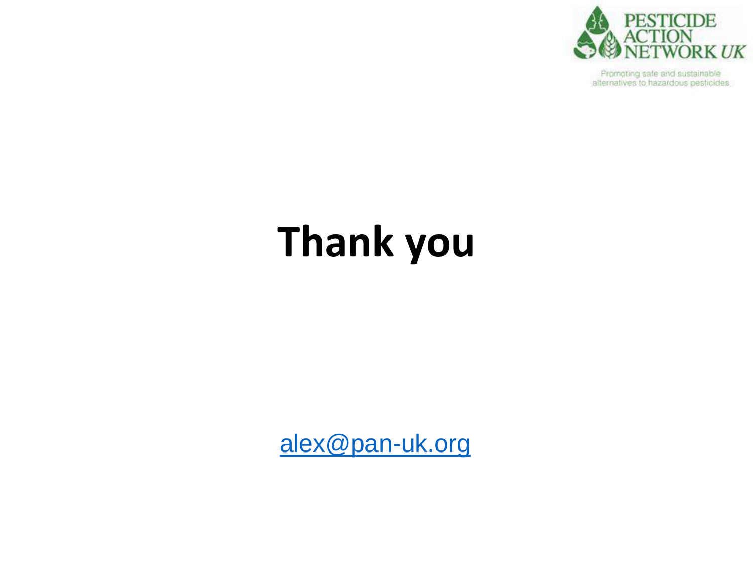PESTICIDE ACTION NETWORK UK

Promoting safe and sustainable alternatives to hazardous pesticides

# Thank you

alex@pan-uk.org